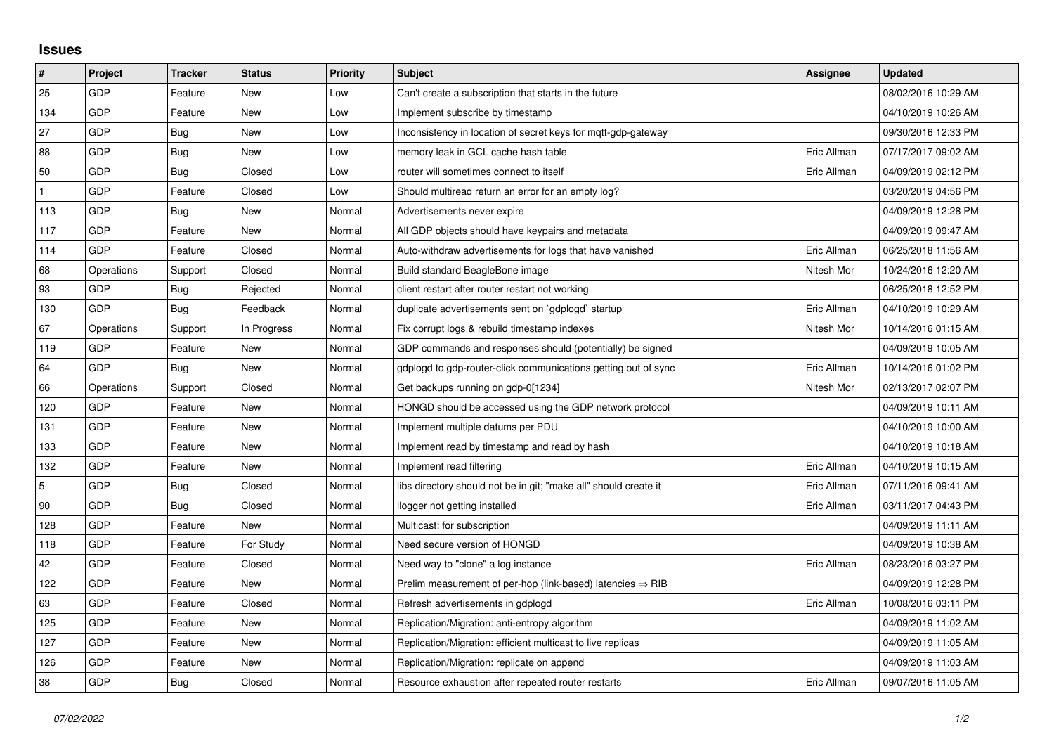# Issues

| # | Project | Tracker | Status | Priority | Subject | Assignee | Updated |
|---|---|---|---|---|---|---|---|
| 25 | GDP | Feature | New | Low | Can't create a subscription that starts in the future | | 08/02/2016 10:29 AM |
| 134 | GDP | Feature | New | Low | Implement subscribe by timestamp | | 04/10/2019 10:26 AM |
| 27 | GDP | Bug | New | Low | Inconsistency in location of secret keys for mqtt-gdp-gateway | | 09/30/2016 12:33 PM |
| 88 | GDP | Bug | New | Low | memory leak in GCL cache hash table | Eric Allman | 07/17/2017 09:02 AM |
| 50 | GDP | Bug | Closed | Low | router will sometimes connect to itself | Eric Allman | 04/09/2019 02:12 PM |
| 1 | GDP | Feature | Closed | Low | Should multiread return an error for an empty log? | | 03/20/2019 04:56 PM |
| 113 | GDP | Bug | New | Normal | Advertisements never expire | | 04/09/2019 12:28 PM |
| 117 | GDP | Feature | New | Normal | All GDP objects should have keypairs and metadata | | 04/09/2019 09:47 AM |
| 114 | GDP | Feature | Closed | Normal | Auto-withdraw advertisements for logs that have vanished | Eric Allman | 06/25/2018 11:56 AM |
| 68 | Operations | Support | Closed | Normal | Build standard BeagleBone image | Nitesh Mor | 10/24/2016 12:20 AM |
| 93 | GDP | Bug | Rejected | Normal | client restart after router restart not working | | 06/25/2018 12:52 PM |
| 130 | GDP | Bug | Feedback | Normal | duplicate advertisements sent on `gdplogd` startup | Eric Allman | 04/10/2019 10:29 AM |
| 67 | Operations | Support | In Progress | Normal | Fix corrupt logs & rebuild timestamp indexes | Nitesh Mor | 10/14/2016 01:15 AM |
| 119 | GDP | Feature | New | Normal | GDP commands and responses should (potentially) be signed | | 04/09/2019 10:05 AM |
| 64 | GDP | Bug | New | Normal | gdplogd to gdp-router-click communications getting out of sync | Eric Allman | 10/14/2016 01:02 PM |
| 66 | Operations | Support | Closed | Normal | Get backups running on gdp-0[1234] | Nitesh Mor | 02/13/2017 02:07 PM |
| 120 | GDP | Feature | New | Normal | HONGD should be accessed using the GDP network protocol | | 04/09/2019 10:11 AM |
| 131 | GDP | Feature | New | Normal | Implement multiple datums per PDU | | 04/10/2019 10:00 AM |
| 133 | GDP | Feature | New | Normal | Implement read by timestamp and read by hash | | 04/10/2019 10:18 AM |
| 132 | GDP | Feature | New | Normal | Implement read filtering | Eric Allman | 04/10/2019 10:15 AM |
| 5 | GDP | Bug | Closed | Normal | libs directory should not be in git; "make all" should create it | Eric Allman | 07/11/2016 09:41 AM |
| 90 | GDP | Bug | Closed | Normal | llogger not getting installed | Eric Allman | 03/11/2017 04:43 PM |
| 128 | GDP | Feature | New | Normal | Multicast: for subscription | | 04/09/2019 11:11 AM |
| 118 | GDP | Feature | For Study | Normal | Need secure version of HONGD | | 04/09/2019 10:38 AM |
| 42 | GDP | Feature | Closed | Normal | Need way to "clone" a log instance | Eric Allman | 08/23/2016 03:27 PM |
| 122 | GDP | Feature | New | Normal | Prelim measurement of per-hop (link-based) latencies ⇒ RIB | | 04/09/2019 12:28 PM |
| 63 | GDP | Feature | Closed | Normal | Refresh advertisements in gdplogd | Eric Allman | 10/08/2016 03:11 PM |
| 125 | GDP | Feature | New | Normal | Replication/Migration: anti-entropy algorithm | | 04/09/2019 11:02 AM |
| 127 | GDP | Feature | New | Normal | Replication/Migration: efficient multicast to live replicas | | 04/09/2019 11:05 AM |
| 126 | GDP | Feature | New | Normal | Replication/Migration: replicate on append | | 04/09/2019 11:03 AM |
| 38 | GDP | Bug | Closed | Normal | Resource exhaustion after repeated router restarts | Eric Allman | 09/07/2016 11:05 AM |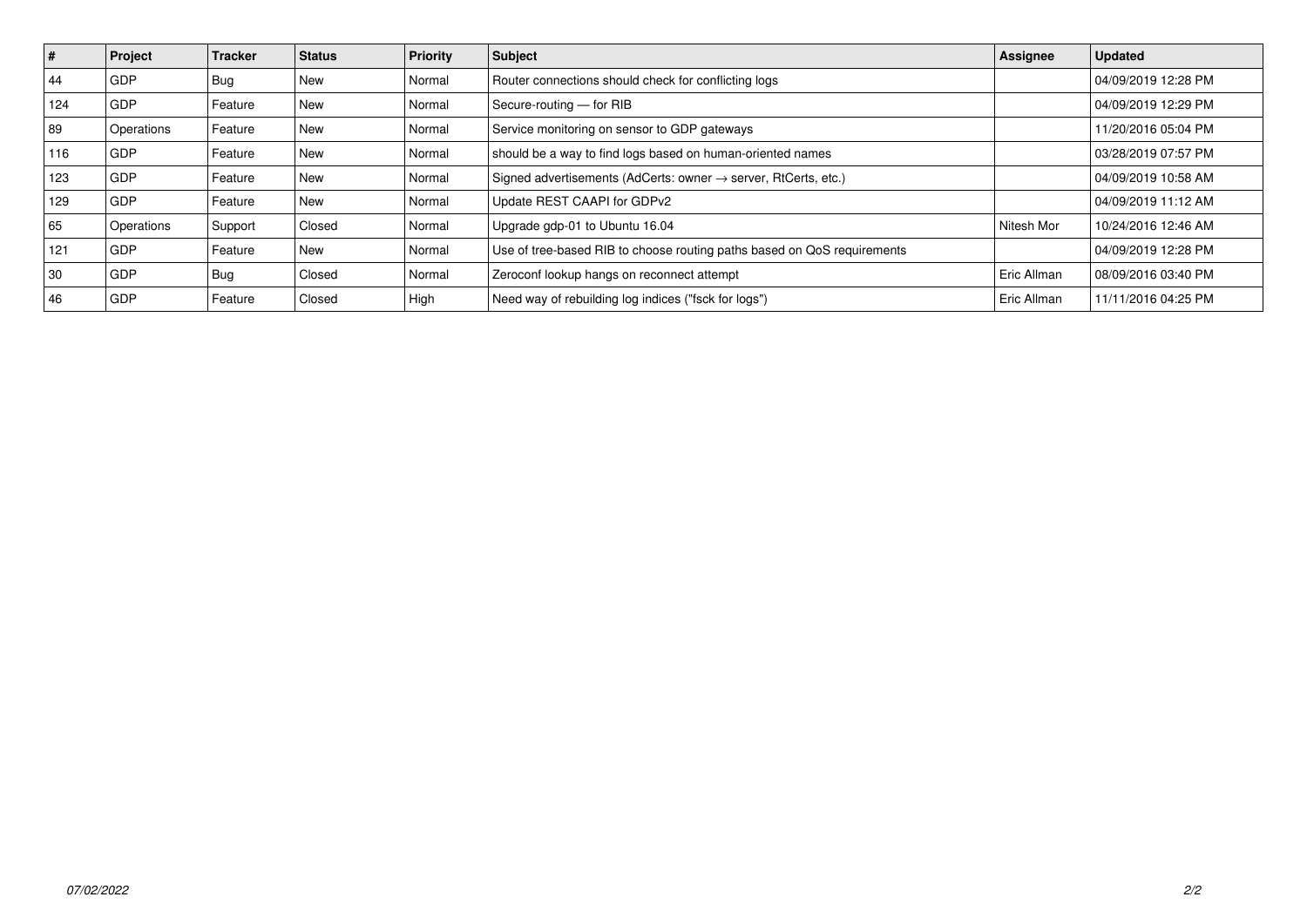| # | Project | Tracker | Status | Priority | Subject | Assignee | Updated |
|---|---|---|---|---|---|---|---|
| 44 | GDP | Bug | New | Normal | Router connections should check for conflicting logs | | 04/09/2019 12:28 PM |
| 124 | GDP | Feature | New | Normal | Secure-routing — for RIB | | 04/09/2019 12:29 PM |
| 89 | Operations | Feature | New | Normal | Service monitoring on sensor to GDP gateways | | 11/20/2016 05:04 PM |
| 116 | GDP | Feature | New | Normal | should be a way to find logs based on human-oriented names | | 03/28/2019 07:57 PM |
| 123 | GDP | Feature | New | Normal | Signed advertisements (AdCerts: owner → server, RtCerts, etc.) | | 04/09/2019 10:58 AM |
| 129 | GDP | Feature | New | Normal | Update REST CAAPI for GDPv2 | | 04/09/2019 11:12 AM |
| 65 | Operations | Support | Closed | Normal | Upgrade gdp-01 to Ubuntu 16.04 | Nitesh Mor | 10/24/2016 12:46 AM |
| 121 | GDP | Feature | New | Normal | Use of tree-based RIB to choose routing paths based on QoS requirements | | 04/09/2019 12:28 PM |
| 30 | GDP | Bug | Closed | Normal | Zeroconf lookup hangs on reconnect attempt | Eric Allman | 08/09/2016 03:40 PM |
| 46 | GDP | Feature | Closed | High | Need way of rebuilding log indices ("fsck for logs") | Eric Allman | 11/11/2016 04:25 PM |

*07/02/2022*